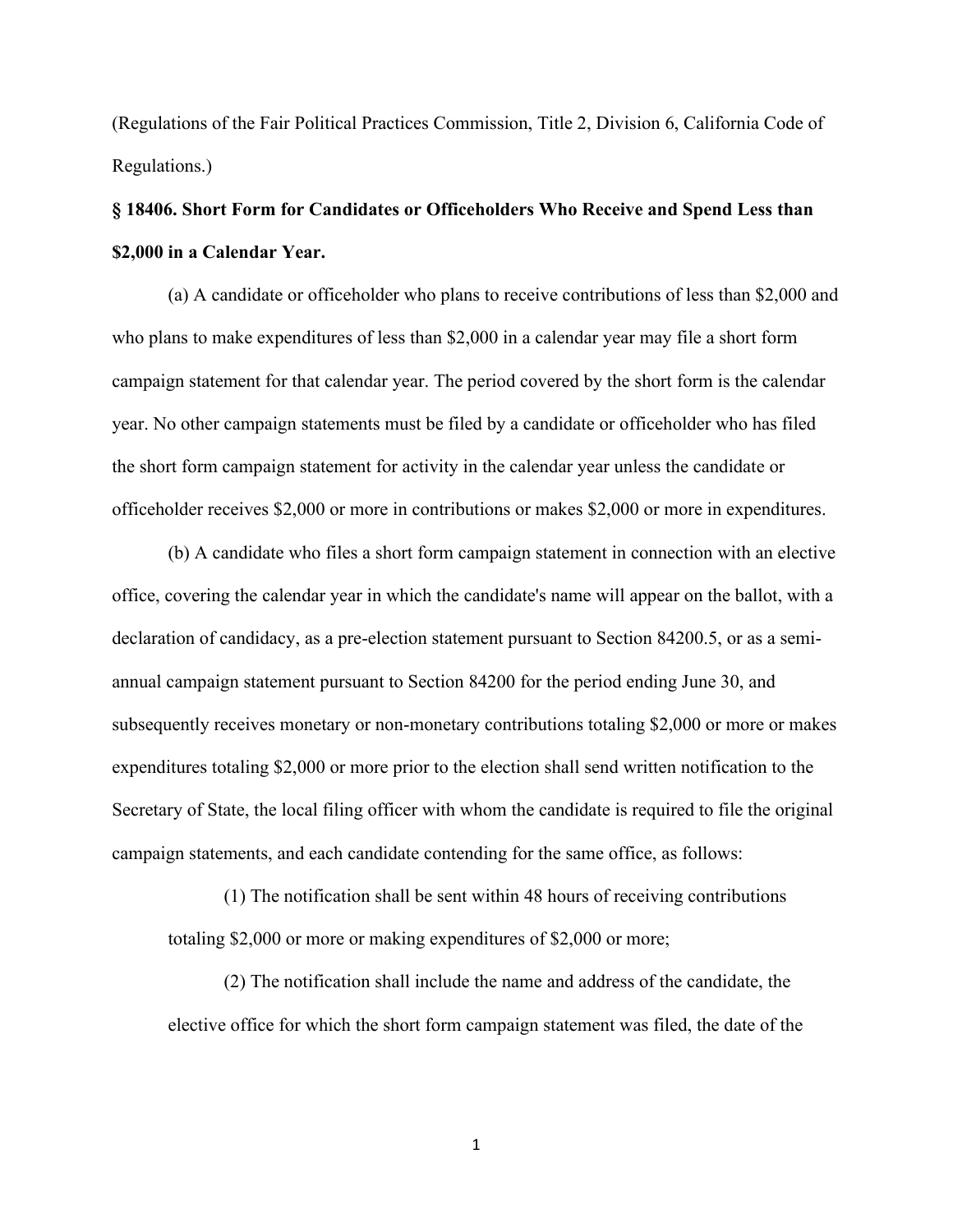(Regulations of the Fair Political Practices Commission, Title 2, Division 6, California Code of Regulations.)

**§ 18406. Short Form for Candidates or Officeholders Who Receive and Spend Less than $2,000 in a Calendar Year.**

(a) A candidate or officeholder who plans to receive contributions of less than $2,000 and who plans to make expenditures of less than $2,000 in a calendar year may file a short form campaign statement for that calendar year. The period covered by the short form is the calendar year. No other campaign statements must be filed by a candidate or officeholder who has filed the short form campaign statement for activity in the calendar year unless the candidate or officeholder receives $2,000 or more in contributions or makes $2,000 or more in expenditures.

(b) A candidate who files a short form campaign statement in connection with an elective office, covering the calendar year in which the candidate's name will appear on the ballot, with a declaration of candidacy, as a pre-election statement pursuant to Section 84200.5, or as a semi-annual campaign statement pursuant to Section 84200 for the period ending June 30, and subsequently receives monetary or non-monetary contributions totaling $2,000 or more or makes expenditures totaling $2,000 or more prior to the election shall send written notification to the Secretary of State, the local filing officer with whom the candidate is required to file the original campaign statements, and each candidate contending for the same office, as follows:

(1) The notification shall be sent within 48 hours of receiving contributions totaling $2,000 or more or making expenditures of $2,000 or more;

(2) The notification shall include the name and address of the candidate, the elective office for which the short form campaign statement was filed, the date of the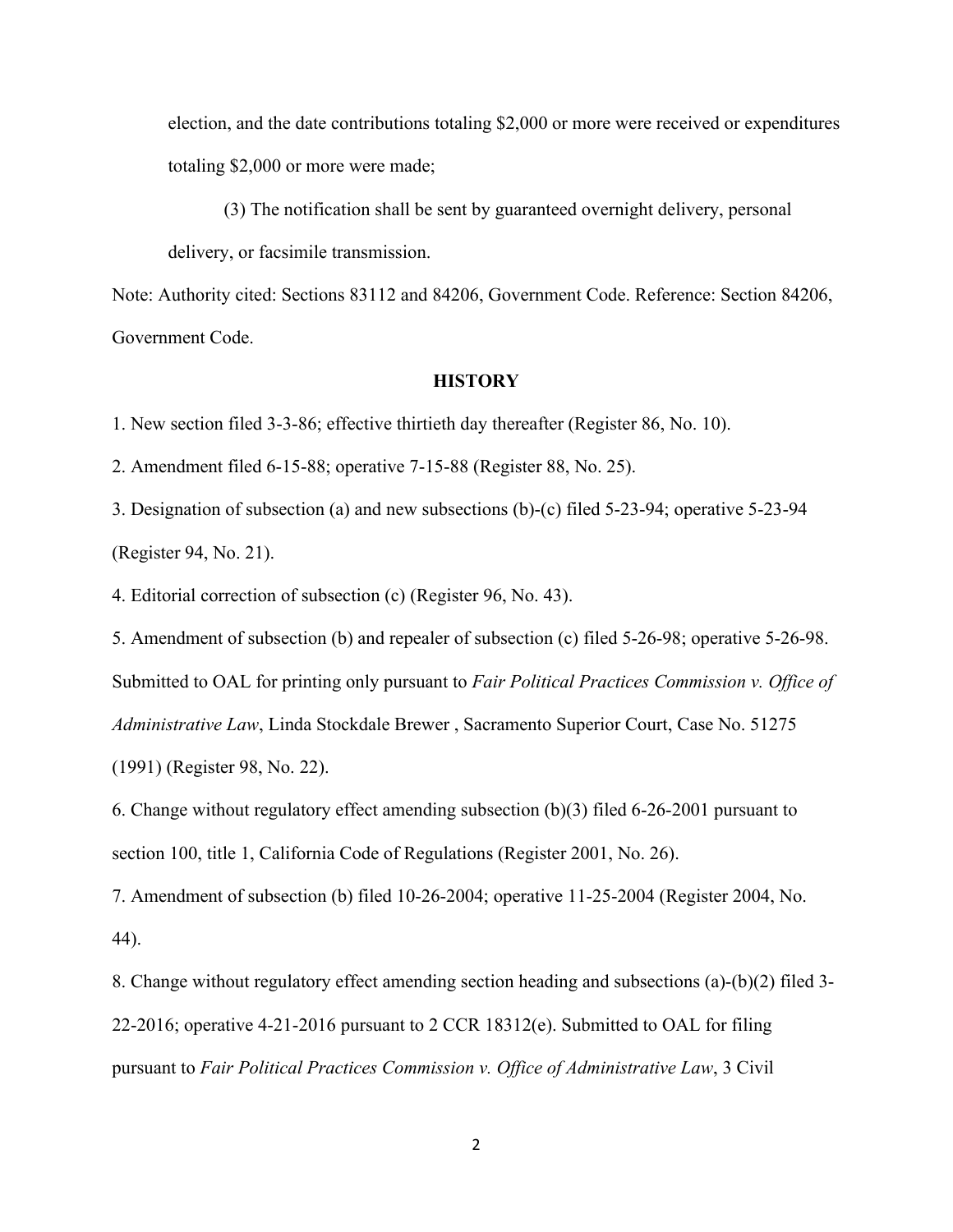election, and the date contributions totaling $2,000 or more were received or expenditures totaling $2,000 or more were made;

(3) The notification shall be sent by guaranteed overnight delivery, personal delivery, or facsimile transmission.

Note: Authority cited: Sections 83112 and 84206, Government Code. Reference: Section 84206, Government Code.

**HISTORY**

1. New section filed 3-3-86; effective thirtieth day thereafter (Register 86, No. 10).

2. Amendment filed 6-15-88; operative 7-15-88 (Register 88, No. 25).

3. Designation of subsection (a) and new subsections (b)-(c) filed 5-23-94; operative 5-23-94 (Register 94, No. 21).

4. Editorial correction of subsection (c) (Register 96, No. 43).

5. Amendment of subsection (b) and repealer of subsection (c) filed 5-26-98; operative 5-26-98. Submitted to OAL for printing only pursuant to *Fair Political Practices Commission v. Office of Administrative Law*, Linda Stockdale Brewer , Sacramento Superior Court, Case No. 51275 (1991) (Register 98, No. 22).

6. Change without regulatory effect amending subsection (b)(3) filed 6-26-2001 pursuant to section 100, title 1, California Code of Regulations (Register 2001, No. 26).

7. Amendment of subsection (b) filed 10-26-2004; operative 11-25-2004 (Register 2004, No. 44).

8. Change without regulatory effect amending section heading and subsections (a)-(b)(2) filed 3-22-2016; operative 4-21-2016 pursuant to 2 CCR 18312(e). Submitted to OAL for filing pursuant to *Fair Political Practices Commission v. Office of Administrative Law*, 3 Civil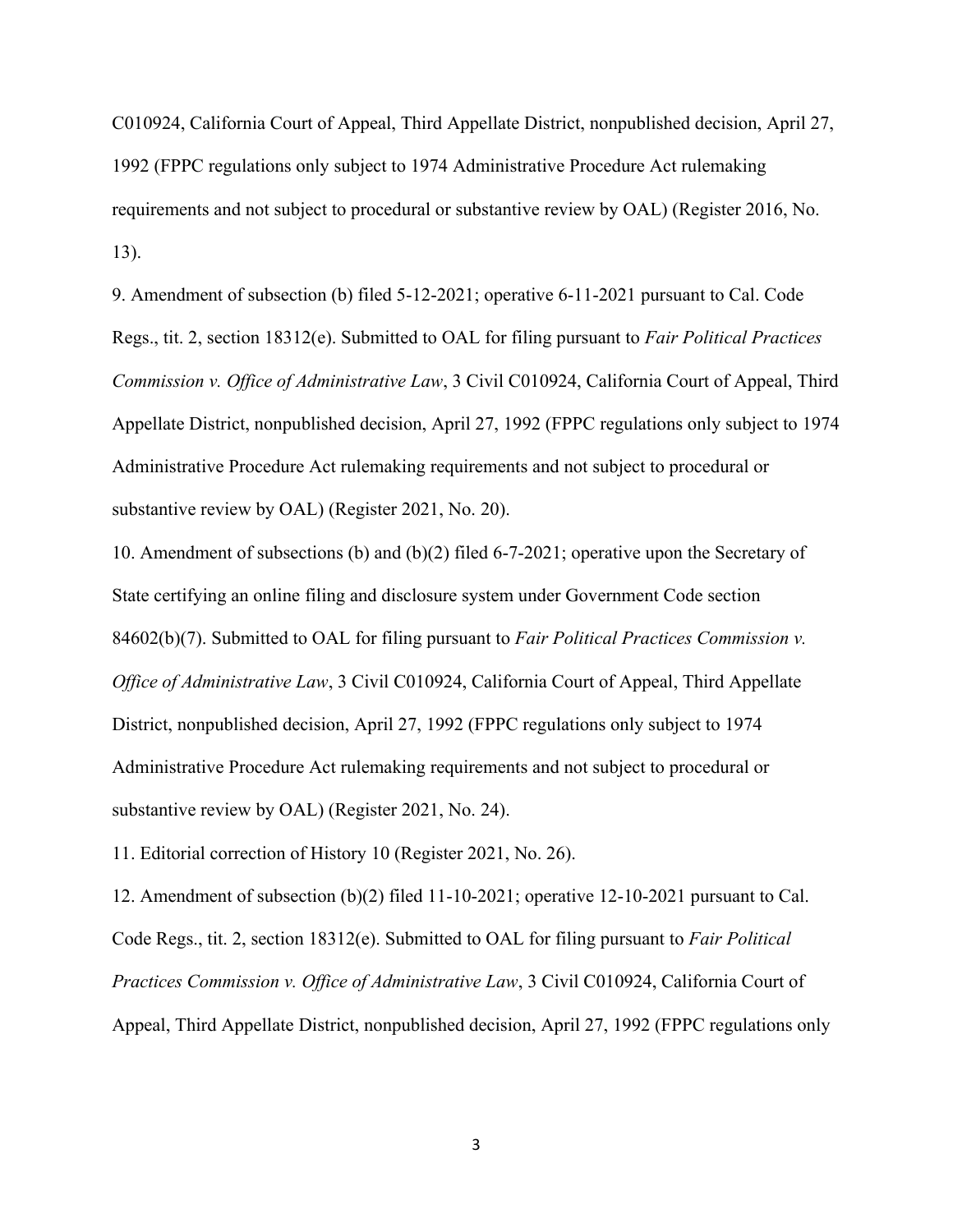C010924, California Court of Appeal, Third Appellate District, nonpublished decision, April 27, 1992 (FPPC regulations only subject to 1974 Administrative Procedure Act rulemaking requirements and not subject to procedural or substantive review by OAL) (Register 2016, No. 13).

9. Amendment of subsection (b) filed 5-12-2021; operative 6-11-2021 pursuant to Cal. Code Regs., tit. 2, section 18312(e). Submitted to OAL for filing pursuant to *Fair Political Practices Commission v. Office of Administrative Law*, 3 Civil C010924, California Court of Appeal, Third Appellate District, nonpublished decision, April 27, 1992 (FPPC regulations only subject to 1974 Administrative Procedure Act rulemaking requirements and not subject to procedural or substantive review by OAL) (Register 2021, No. 20).

10. Amendment of subsections (b) and (b)(2) filed 6-7-2021; operative upon the Secretary of State certifying an online filing and disclosure system under Government Code section 84602(b)(7). Submitted to OAL for filing pursuant to *Fair Political Practices Commission v. Office of Administrative Law*, 3 Civil C010924, California Court of Appeal, Third Appellate District, nonpublished decision, April 27, 1992 (FPPC regulations only subject to 1974 Administrative Procedure Act rulemaking requirements and not subject to procedural or substantive review by OAL) (Register 2021, No. 24).

11. Editorial correction of History 10 (Register 2021, No. 26).

12. Amendment of subsection (b)(2) filed 11-10-2021; operative 12-10-2021 pursuant to Cal. Code Regs., tit. 2, section 18312(e). Submitted to OAL for filing pursuant to *Fair Political Practices Commission v. Office of Administrative Law*, 3 Civil C010924, California Court of Appeal, Third Appellate District, nonpublished decision, April 27, 1992 (FPPC regulations only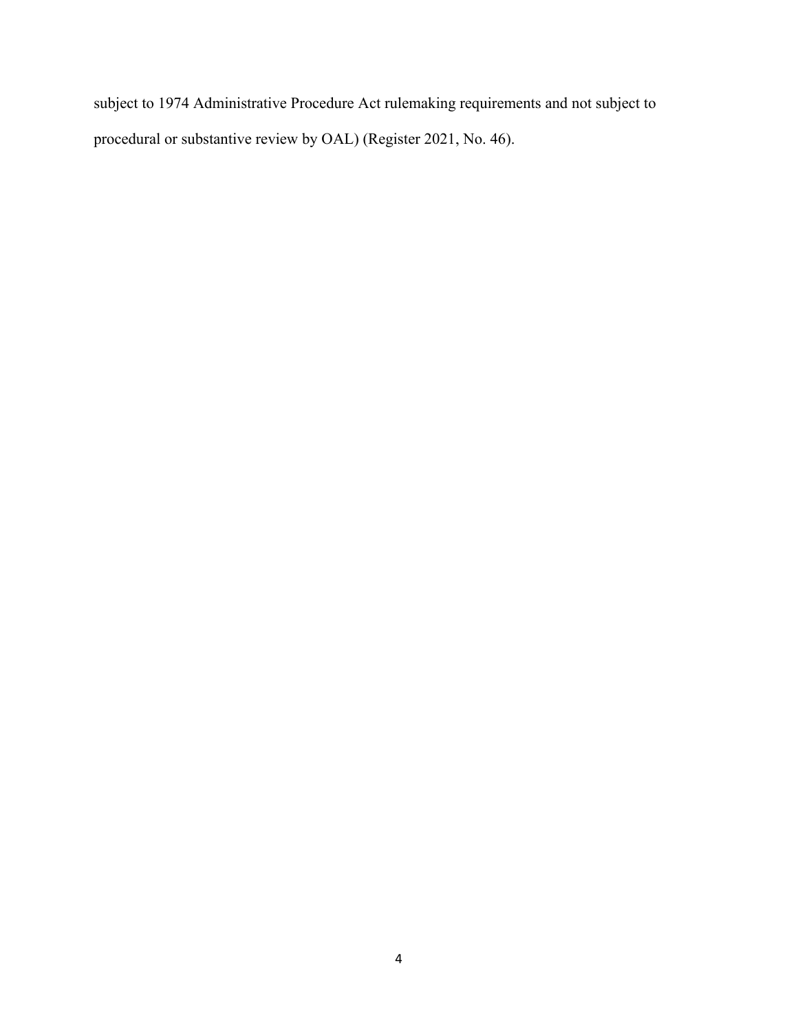subject to 1974 Administrative Procedure Act rulemaking requirements and not subject to procedural or substantive review by OAL) (Register 2021, No. 46).